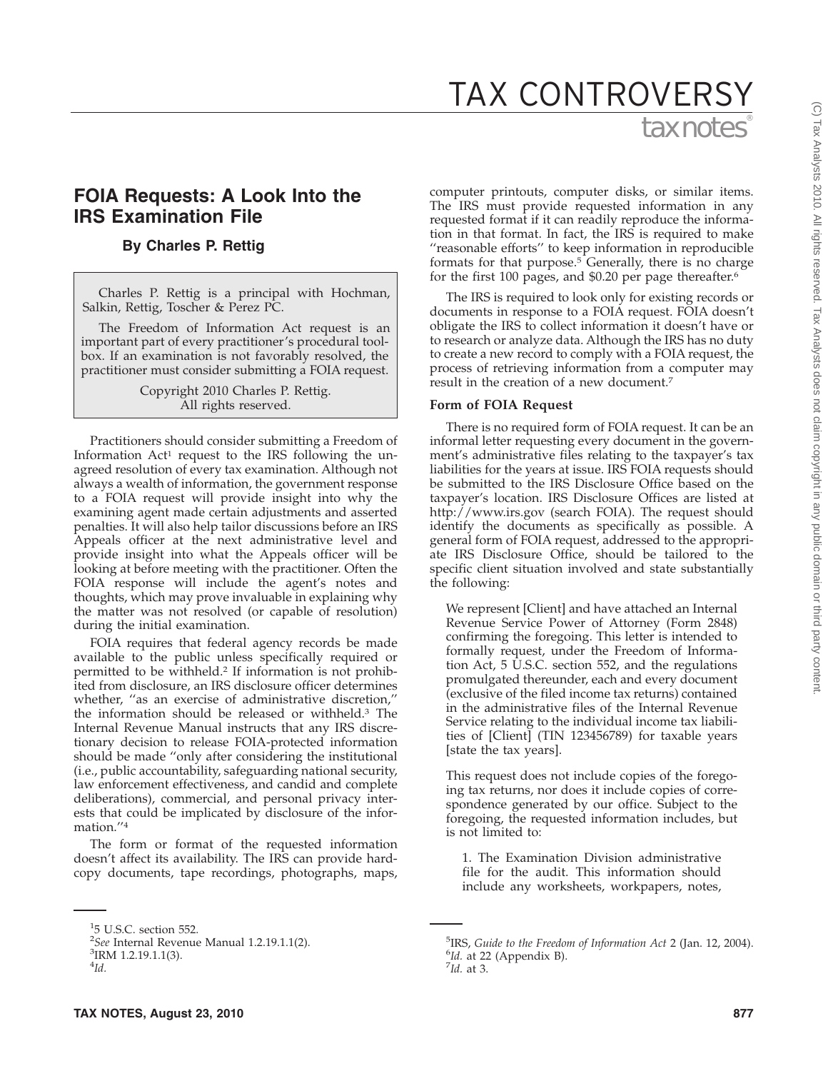# FOIA Requests: A Look Into the IRS Examination File

## By Charles P. Rettig

Charles P. Rettig is a principal with Hochman, Salkin, Rettig, Toscher & Perez PC.

The Freedom of Information Act request is an important part of every practitioner's procedural toolbox. If an examination is not favorably resolved, the practitioner must consider submitting a FOIA request.

Copyright 2010 Charles P. Rettig.
All rights reserved.

Practitioners should consider submitting a Freedom of Information Act[1] request to the IRS following the unagreed resolution of every tax examination. Although not always a wealth of information, the government response to a FOIA request will provide insight into why the examining agent made certain adjustments and asserted penalties. It will also help tailor discussions before an IRS Appeals officer at the next administrative level and provide insight into what the Appeals officer will be looking at before meeting with the practitioner. Often the FOIA response will include the agent's notes and thoughts, which may prove invaluable in explaining why the matter was not resolved (or capable of resolution) during the initial examination.

FOIA requires that federal agency records be made available to the public unless specifically required or permitted to be withheld.[2] If information is not prohibited from disclosure, an IRS disclosure officer determines whether, ''as an exercise of administrative discretion,'' the information should be released or withheld.[3] The Internal Revenue Manual instructs that any IRS discretionary decision to release FOIA-protected information should be made ''only after considering the institutional (i.e., public accountability, safeguarding national security, law enforcement effectiveness, and candid and complete deliberations), commercial, and personal privacy interests that could be implicated by disclosure of the information.''[4]

The form or format of the requested information doesn't affect its availability. The IRS can provide hardcopy documents, tape recordings, photographs, maps, computer printouts, computer disks, or similar items. The IRS must provide requested information in any requested format if it can readily reproduce the information in that format. In fact, the IRS is required to make ''reasonable efforts'' to keep information in reproducible formats for that purpose.[5] Generally, there is no charge for the first 100 pages, and $0.20 per page thereafter.[6]

The IRS is required to look only for existing records or documents in response to a FOIA request. FOIA doesn't obligate the IRS to collect information it doesn't have or to research or analyze data. Although the IRS has no duty to create a new record to comply with a FOIA request, the process of retrieving information from a computer may result in the creation of a new document.[7]

### Form of FOIA Request

There is no required form of FOIA request. It can be an informal letter requesting every document in the government's administrative files relating to the taxpayer's tax liabilities for the years at issue. IRS FOIA requests should be submitted to the IRS Disclosure Office based on the taxpayer's location. IRS Disclosure Offices are listed at http://www.irs.gov (search FOIA). The request should identify the documents as specifically as possible. A general form of FOIA request, addressed to the appropriate IRS Disclosure Office, should be tailored to the specific client situation involved and state substantially the following:

> We represent [Client] and have attached an Internal Revenue Service Power of Attorney (Form 2848) confirming the foregoing. This letter is intended to formally request, under the Freedom of Information Act, 5 U.S.C. section 552, and the regulations promulgated thereunder, each and every document (exclusive of the filed income tax returns) contained in the administrative files of the Internal Revenue Service relating to the individual income tax liabilities of [Client] (TIN 123456789) for taxable years [state the tax years].
>
> This request does not include copies of the foregoing tax returns, nor does it include copies of correspondence generated by our office. Subject to the foregoing, the requested information includes, but is not limited to:
>
> 1. The Examination Division administrative file for the audit. This information should include any worksheets, workpapers, notes,

---

[1] 5 U.S.C. section 552.

[2] *See* Internal Revenue Manual 1.2.19.1.1(2).

[3] IRM 1.2.19.1.1(3).

[4] *Id.*

[5] IRS, *Guide to the Freedom of Information Act* 2 (Jan. 12, 2004).

[6] *Id.* at 22 (Appendix B).

[7] *Id.* at 3.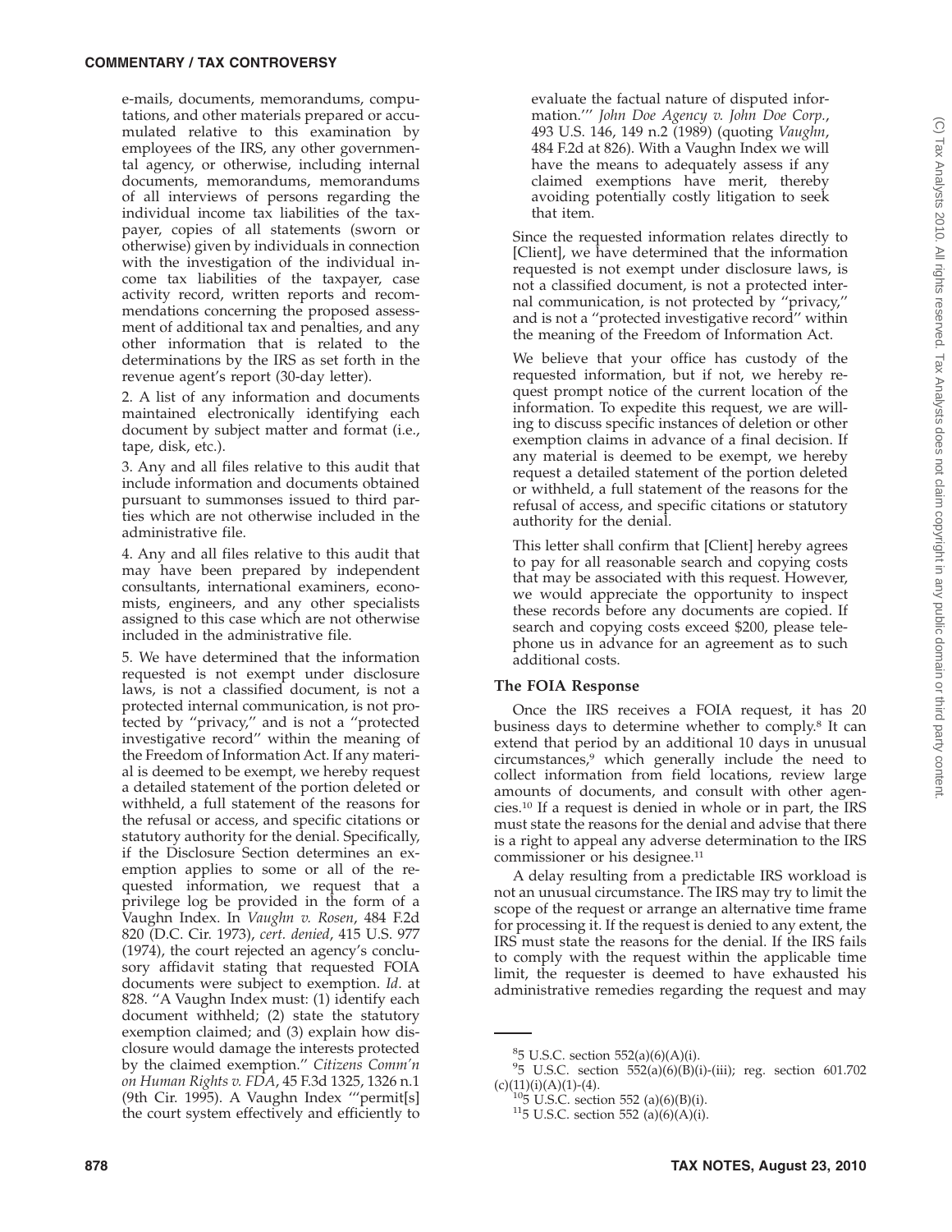e-mails, documents, memorandums, computations, and other materials prepared or accumulated relative to this examination by employees of the IRS, any other governmental agency, or otherwise, including internal documents, memorandums, memorandums of all interviews of persons regarding the individual income tax liabilities of the taxpayer, copies of all statements (sworn or otherwise) given by individuals in connection with the investigation of the individual income tax liabilities of the taxpayer, case activity record, written reports and recommendations concerning the proposed assessment of additional tax and penalties, and any other information that is related to the determinations by the IRS as set forth in the revenue agent's report (30-day letter).

2. A list of any information and documents maintained electronically identifying each document by subject matter and format (i.e., tape, disk, etc.).

3. Any and all files relative to this audit that include information and documents obtained pursuant to summonses issued to third parties which are not otherwise included in the administrative file.

4. Any and all files relative to this audit that may have been prepared by independent consultants, international examiners, economists, engineers, and any other specialists assigned to this case which are not otherwise included in the administrative file.

5. We have determined that the information requested is not exempt under disclosure laws, is not a classified document, is not a protected internal communication, is not protected by "privacy," and is not a "protected investigative record" within the meaning of the Freedom of Information Act. If any material is deemed to be exempt, we hereby request a detailed statement of the portion deleted or withheld, a full statement of the reasons for the refusal or access, and specific citations or statutory authority for the denial. Specifically, if the Disclosure Section determines an exemption applies to some or all of the requested information, we request that a privilege log be provided in the form of a Vaughn Index. In *Vaughn v. Rosen*, 484 F.2d 820 (D.C. Cir. 1973), *cert. denied*, 415 U.S. 977 (1974), the court rejected an agency's conclusory affidavit stating that requested FOIA documents were subject to exemption. *Id.* at 828. "A Vaughn Index must: (1) identify each document withheld; (2) state the statutory exemption claimed; and (3) explain how disclosure would damage the interests protected by the claimed exemption." *Citizens Comm'n on Human Rights v. FDA*, 45 F.3d 1325, 1326 n.1 (9th Cir. 1995). A Vaughn Index "'permit[s] the court system effectively and efficiently to evaluate the factual nature of disputed information.'" *John Doe Agency v. John Doe Corp.*, 493 U.S. 146, 149 n.2 (1989) (quoting *Vaughn*, 484 F.2d at 826). With a Vaughn Index we will have the means to adequately assess if any claimed exemptions have merit, thereby avoiding potentially costly litigation to seek that item.

Since the requested information relates directly to [Client], we have determined that the information requested is not exempt under disclosure laws, is not a classified document, is not a protected internal communication, is not protected by "privacy," and is not a "protected investigative record" within the meaning of the Freedom of Information Act.

We believe that your office has custody of the requested information, but if not, we hereby request prompt notice of the current location of the information. To expedite this request, we are willing to discuss specific instances of deletion or other exemption claims in advance of a final decision. If any material is deemed to be exempt, we hereby request a detailed statement of the portion deleted or withheld, a full statement of the reasons for the refusal of access, and specific citations or statutory authority for the denial.

This letter shall confirm that [Client] hereby agrees to pay for all reasonable search and copying costs that may be associated with this request. However, we would appreciate the opportunity to inspect these records before any documents are copied. If search and copying costs exceed $200, please telephone us in advance for an agreement as to such additional costs.

### The FOIA Response

Once the IRS receives a FOIA request, it has 20 business days to determine whether to comply.[8] It can extend that period by an additional 10 days in unusual circumstances,[9] which generally include the need to collect information from field locations, review large amounts of documents, and consult with other agencies.[10] If a request is denied in whole or in part, the IRS must state the reasons for the denial and advise that there is a right to appeal any adverse determination to the IRS commissioner or his designee.[11]

A delay resulting from a predictable IRS workload is not an unusual circumstance. The IRS may try to limit the scope of the request or arrange an alternative time frame for processing it. If the request is denied to any extent, the IRS must state the reasons for the denial. If the IRS fails to comply with the request within the applicable time limit, the requester is deemed to have exhausted his administrative remedies regarding the request and may

---

[8] 5 U.S.C. section 552(a)(6)(A)(i).

[9] 5 U.S.C. section 552(a)(6)(B)(i)-(iii); reg. section 601.702 (c)(11)(i)(A)(1)-(4).

[10] 5 U.S.C. section 552 (a)(6)(B)(i).

[11] 5 U.S.C. section 552 (a)(6)(A)(i).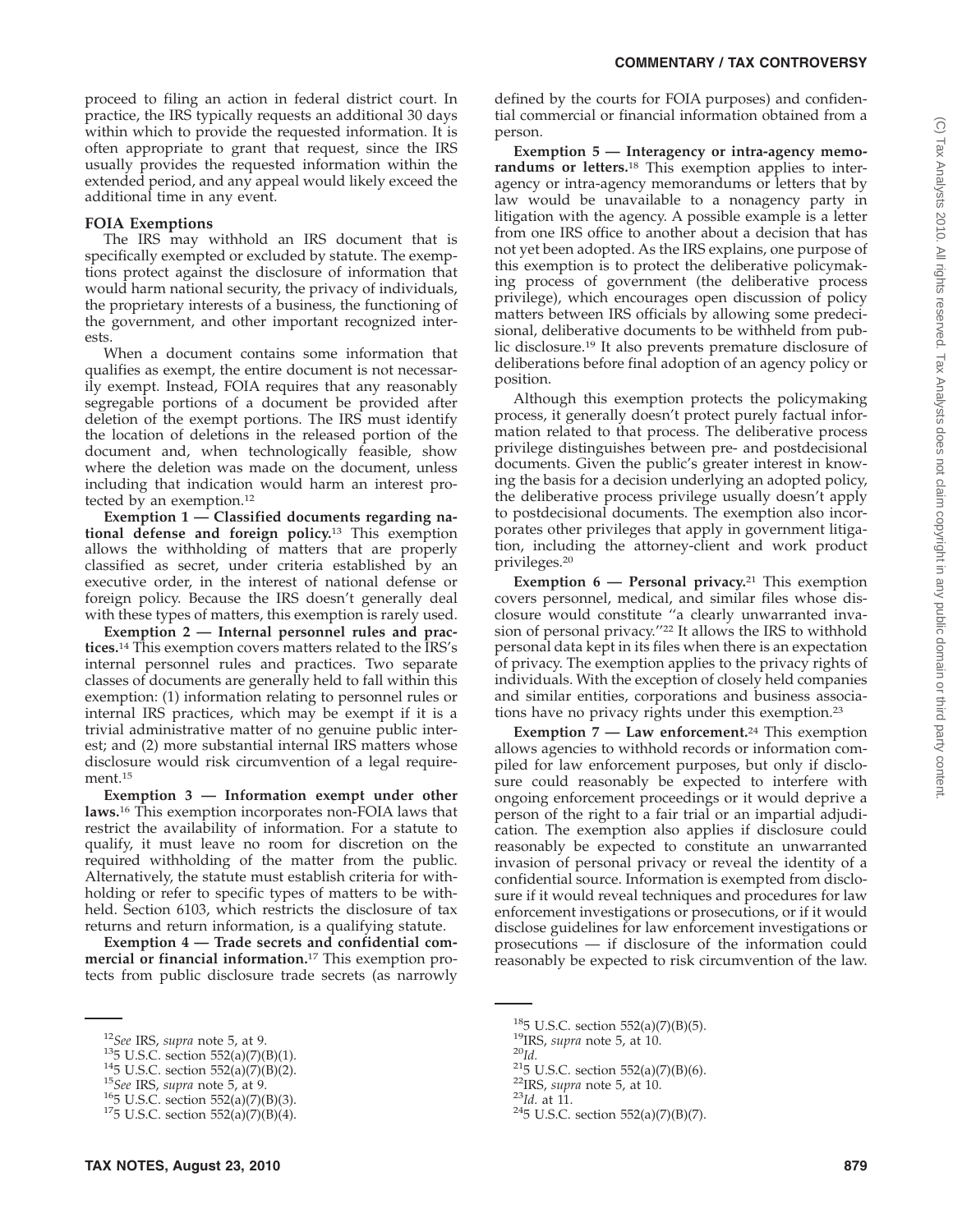proceed to filing an action in federal district court. In practice, the IRS typically requests an additional 30 days within which to provide the requested information. It is often appropriate to grant that request, since the IRS usually provides the requested information within the extended period, and any appeal would likely exceed the additional time in any event.

**FOIA Exemptions**

The IRS may withhold an IRS document that is specifically exempted or excluded by statute. The exemptions protect against the disclosure of information that would harm national security, the privacy of individuals, the proprietary interests of a business, the functioning of the government, and other important recognized interests.

When a document contains some information that qualifies as exempt, the entire document is not necessarily exempt. Instead, FOIA requires that any reasonably segregable portions of a document be provided after deletion of the exempt portions. The IRS must identify the location of deletions in the released portion of the document and, when technologically feasible, show where the deletion was made on the document, unless including that indication would harm an interest protected by an exemption.[12]

**Exemption 1 — Classified documents regarding national defense and foreign policy.**[13] This exemption allows the withholding of matters that are properly classified as secret, under criteria established by an executive order, in the interest of national defense or foreign policy. Because the IRS doesn't generally deal with these types of matters, this exemption is rarely used.

**Exemption 2 — Internal personnel rules and practices.**[14] This exemption covers matters related to the IRS's internal personnel rules and practices. Two separate classes of documents are generally held to fall within this exemption: (1) information relating to personnel rules or internal IRS practices, which may be exempt if it is a trivial administrative matter of no genuine public interest; and (2) more substantial internal IRS matters whose disclosure would risk circumvention of a legal requirement.[15]

**Exemption 3 — Information exempt under other laws.**[16] This exemption incorporates non-FOIA laws that restrict the availability of information. For a statute to qualify, it must leave no room for discretion on the required withholding of the matter from the public. Alternatively, the statute must establish criteria for withholding or refer to specific types of matters to be withheld. Section 6103, which restricts the disclosure of tax returns and return information, is a qualifying statute.

**Exemption 4 — Trade secrets and confidential commercial or financial information.**[17] This exemption protects from public disclosure trade secrets (as narrowly defined by the courts for FOIA purposes) and confidential commercial or financial information obtained from a person.

**Exemption 5 — Interagency or intra-agency memorandums or letters.**[18] This exemption applies to interagency or intra-agency memorandums or letters that by law would be unavailable to a nonagency party in litigation with the agency. A possible example is a letter from one IRS office to another about a decision that has not yet been adopted. As the IRS explains, one purpose of this exemption is to protect the deliberative policymaking process of government (the deliberative process privilege), which encourages open discussion of policy matters between IRS officials by allowing some predecisional, deliberative documents to be withheld from public disclosure.[19] It also prevents premature disclosure of deliberations before final adoption of an agency policy or position.

Although this exemption protects the policymaking process, it generally doesn't protect purely factual information related to that process. The deliberative process privilege distinguishes between pre- and postdecisional documents. Given the public's greater interest in knowing the basis for a decision underlying an adopted policy, the deliberative process privilege usually doesn't apply to postdecisional documents. The exemption also incorporates other privileges that apply in government litigation, including the attorney-client and work product privileges.[20]

**Exemption 6 — Personal privacy.**[21] This exemption covers personnel, medical, and similar files whose disclosure would constitute "a clearly unwarranted invasion of personal privacy."[22] It allows the IRS to withhold personal data kept in its files when there is an expectation of privacy. The exemption applies to the privacy rights of individuals. With the exception of closely held companies and similar entities, corporations and business associations have no privacy rights under this exemption.[23]

**Exemption 7 — Law enforcement.**[24] This exemption allows agencies to withhold records or information compiled for law enforcement purposes, but only if disclosure could reasonably be expected to interfere with ongoing enforcement proceedings or it would deprive a person of the right to a fair trial or an impartial adjudication. The exemption also applies if disclosure could reasonably be expected to constitute an unwarranted invasion of personal privacy or reveal the identity of a confidential source. Information is exempted from disclosure if it would reveal techniques and procedures for law enforcement investigations or prosecutions, or if it would disclose guidelines for law enforcement investigations or prosecutions — if disclosure of the information could reasonably be expected to risk circumvention of the law.

---

[12] *See* IRS, *supra* note 5, at 9.

[13] 5 U.S.C. section 552(a)(7)(B)(1).

[14] 5 U.S.C. section 552(a)(7)(B)(2).

[15] *See* IRS, *supra* note 5, at 9.

[16] 5 U.S.C. section 552(a)(7)(B)(3).

[17] 5 U.S.C. section 552(a)(7)(B)(4).

[18] 5 U.S.C. section 552(a)(7)(B)(5).

[19] IRS, *supra* note 5, at 10.

[20] *Id.*

[21] 5 U.S.C. section 552(a)(7)(B)(6).

[22] IRS, *supra* note 5, at 10.

[23] *Id.* at 11.

[24] 5 U.S.C. section 552(a)(7)(B)(7).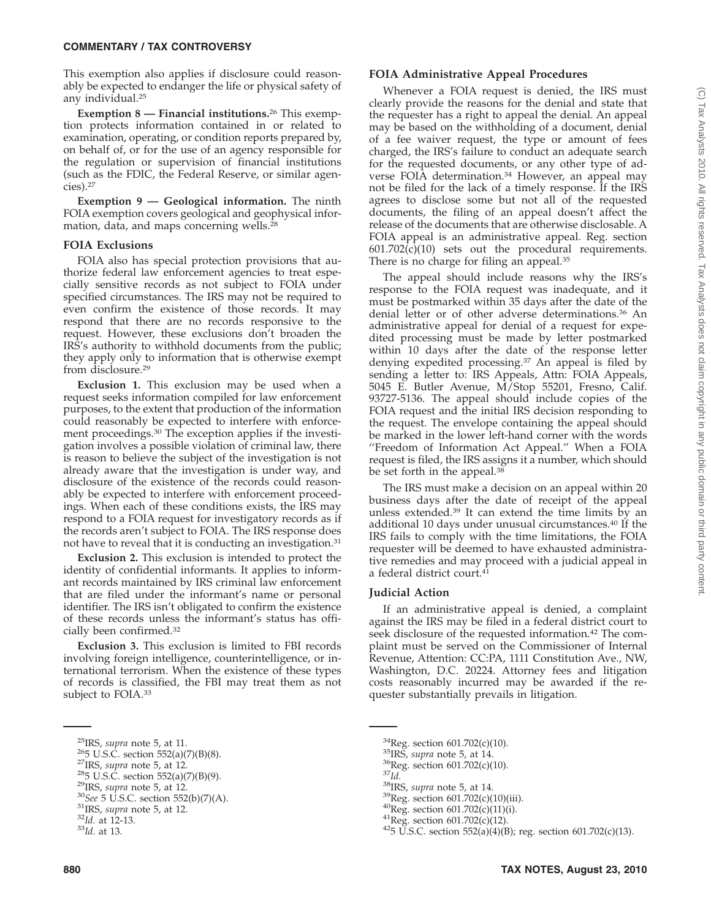This exemption also applies if disclosure could reasonably be expected to endanger the life or physical safety of any individual.[25]

**Exemption 8 — Financial institutions.**[26] This exemption protects information contained in or related to examination, operating, or condition reports prepared by, on behalf of, or for the use of an agency responsible for the regulation or supervision of financial institutions (such as the FDIC, the Federal Reserve, or similar agencies).[27]

**Exemption 9 — Geological information.** The ninth FOIA exemption covers geological and geophysical information, data, and maps concerning wells.[28]

### FOIA Exclusions

FOIA also has special protection provisions that authorize federal law enforcement agencies to treat especially sensitive records as not subject to FOIA under specified circumstances. The IRS may not be required to even confirm the existence of those records. It may respond that there are no records responsive to the request. However, these exclusions don't broaden the IRS's authority to withhold documents from the public; they apply only to information that is otherwise exempt from disclosure.[29]

**Exclusion 1.** This exclusion may be used when a request seeks information compiled for law enforcement purposes, to the extent that production of the information could reasonably be expected to interfere with enforcement proceedings.[30] The exception applies if the investigation involves a possible violation of criminal law, there is reason to believe the subject of the investigation is not already aware that the investigation is under way, and disclosure of the existence of the records could reasonably be expected to interfere with enforcement proceedings. When each of these conditions exists, the IRS may respond to a FOIA request for investigatory records as if the records aren't subject to FOIA. The IRS response does not have to reveal that it is conducting an investigation.[31]

**Exclusion 2.** This exclusion is intended to protect the identity of confidential informants. It applies to informant records maintained by IRS criminal law enforcement that are filed under the informant's name or personal identifier. The IRS isn't obligated to confirm the existence of these records unless the informant's status has officially been confirmed.[32]

**Exclusion 3.** This exclusion is limited to FBI records involving foreign intelligence, counterintelligence, or international terrorism. When the existence of these types of records is classified, the FBI may treat them as not subject to FOIA.[33]

### FOIA Administrative Appeal Procedures

Whenever a FOIA request is denied, the IRS must clearly provide the reasons for the denial and state that the requester has a right to appeal the denial. An appeal may be based on the withholding of a document, denial of a fee waiver request, the type or amount of fees charged, the IRS's failure to conduct an adequate search for the requested documents, or any other type of adverse FOIA determination.[34] However, an appeal may not be filed for the lack of a timely response. If the IRS agrees to disclose some but not all of the requested documents, the filing of an appeal doesn't affect the release of the documents that are otherwise disclosable. A FOIA appeal is an administrative appeal. Reg. section 601.702(c)(10) sets out the procedural requirements. There is no charge for filing an appeal.[35]

The appeal should include reasons why the IRS's response to the FOIA request was inadequate, and it must be postmarked within 35 days after the date of the denial letter or of other adverse determinations.[36] An administrative appeal for denial of a request for expedited processing must be made by letter postmarked within 10 days after the date of the response letter denying expedited processing.[37] An appeal is filed by sending a letter to: IRS Appeals, Attn: FOIA Appeals, 5045 E. Butler Avenue, M/Stop 55201, Fresno, Calif. 93727-5136. The appeal should include copies of the FOIA request and the initial IRS decision responding to the request. The envelope containing the appeal should be marked in the lower left-hand corner with the words "Freedom of Information Act Appeal." When a FOIA request is filed, the IRS assigns it a number, which should be set forth in the appeal.[38]

The IRS must make a decision on an appeal within 20 business days after the date of receipt of the appeal unless extended.[39] It can extend the time limits by an additional 10 days under unusual circumstances.[40] If the IRS fails to comply with the time limitations, the FOIA requester will be deemed to have exhausted administrative remedies and may proceed with a judicial appeal in a federal district court.[41]

### Judicial Action

If an administrative appeal is denied, a complaint against the IRS may be filed in a federal district court to seek disclosure of the requested information.[42] The complaint must be served on the Commissioner of Internal Revenue, Attention: CC:PA, 1111 Constitution Ave., NW, Washington, D.C. 20224. Attorney fees and litigation costs reasonably incurred may be awarded if the requester substantially prevails in litigation.

---

[25] IRS, *supra* note 5, at 11.
[26] 5 U.S.C. section 552(a)(7)(B)(8).
[27] IRS, *supra* note 5, at 12.
[28] 5 U.S.C. section 552(a)(7)(B)(9).
[29] IRS, *supra* note 5, at 12.
[30] *See* 5 U.S.C. section 552(b)(7)(A).
[31] IRS, *supra* note 5, at 12.
[32] *Id.* at 12-13.
[33] *Id.* at 13.
[34] Reg. section 601.702(c)(10).
[35] IRS, *supra* note 5, at 14.
[36] Reg. section 601.702(c)(10).
[37] *Id.*
[38] IRS, *supra* note 5, at 14.
[39] Reg. section 601.702(c)(10)(iii).
[40] Reg. section 601.702(c)(11)(i).
[41] Reg. section 601.702(c)(12).
[42] 5 U.S.C. section 552(a)(4)(B); reg. section 601.702(c)(13).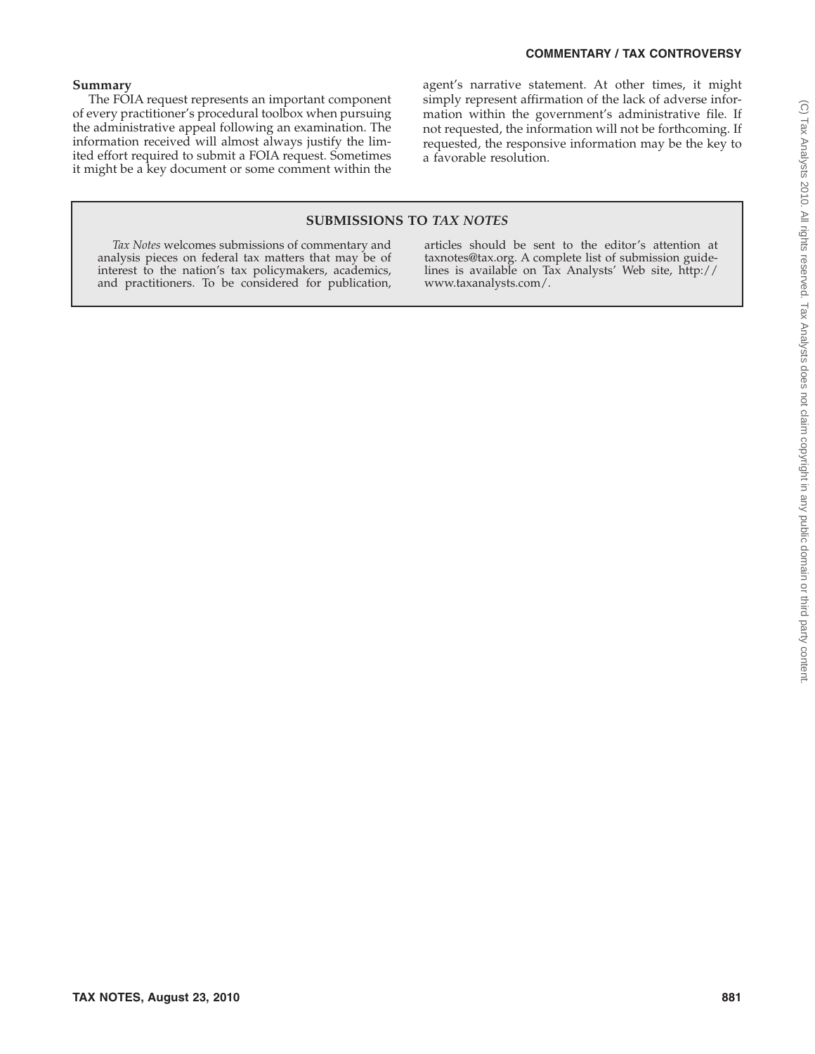### Summary

The FOIA request represents an important component of every practitioner's procedural toolbox when pursuing the administrative appeal following an examination. The information received will almost always justify the limited effort required to submit a FOIA request. Sometimes it might be a key document or some comment within the agent's narrative statement. At other times, it might simply represent affirmation of the lack of adverse information within the government's administrative file. If not requested, the information will not be forthcoming. If requested, the responsive information may be the key to a favorable resolution.

### SUBMISSIONS TO *TAX NOTES*

*Tax Notes* welcomes submissions of commentary and analysis pieces on federal tax matters that may be of interest to the nation's tax policymakers, academics, and practitioners. To be considered for publication, articles should be sent to the editor's attention at taxnotes@tax.org. A complete list of submission guidelines is available on Tax Analysts' Web site, http://www.taxanalysts.com/.